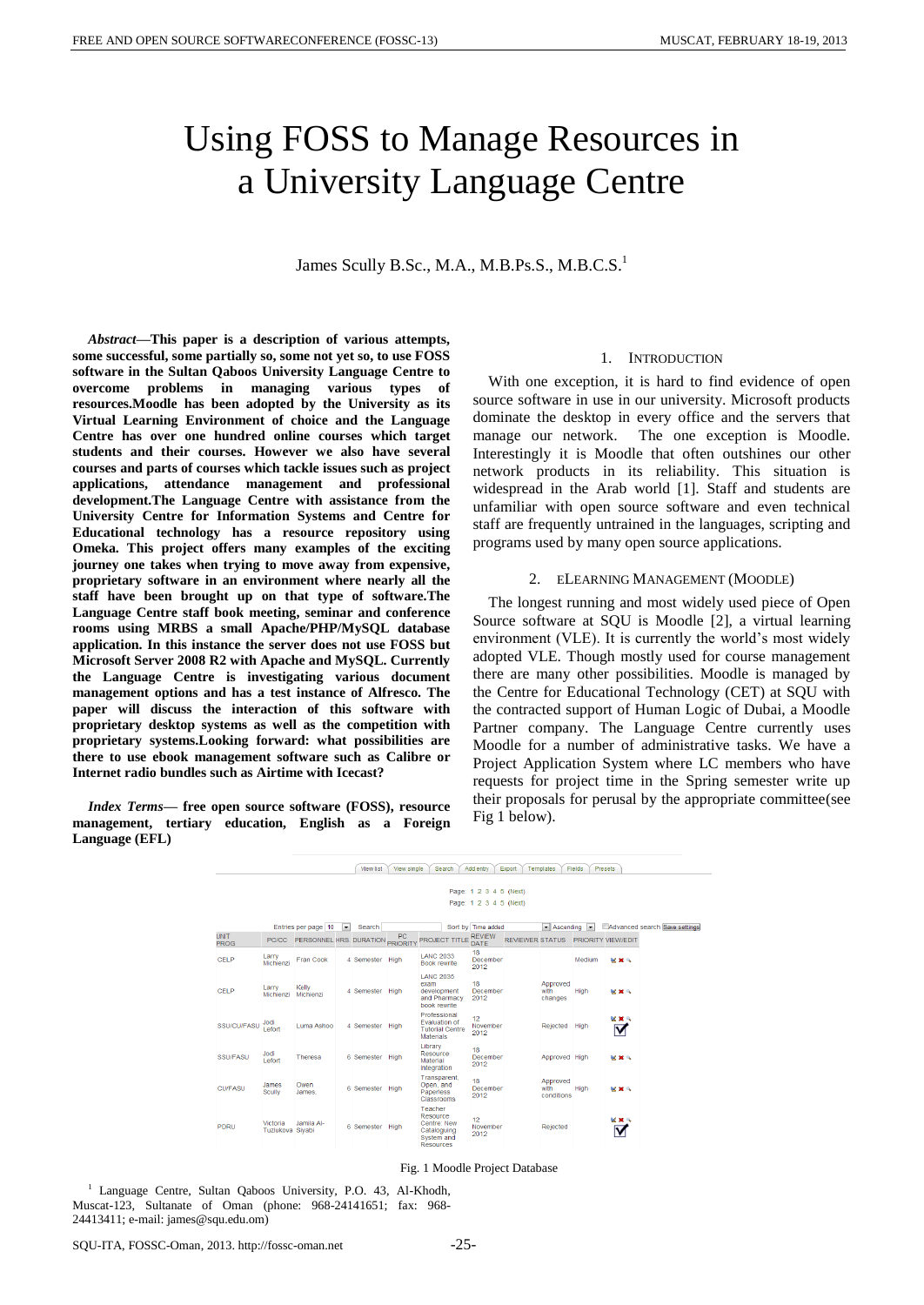# Using FOSS to Manage Resources in a University Language Centre

James Scully B.Sc., M.A., M.B.Ps.S., M.B.C.S.[1]

***Abstract*—This paper is a description of various attempts, some successful, some partially so, some not yet so, to use FOSS software in the Sultan Qaboos University Language Centre to overcome problems in managing various types of resources.Moodle has been adopted by the University as its Virtual Learning Environment of choice and the Language Centre has over one hundred online courses which target students and their courses. However we also have several courses and parts of courses which tackle issues such as project applications, attendance management and professional development.The Language Centre with assistance from the University Centre for Information Systems and Centre for Educational technology has a resource repository using Omeka. This project offers many examples of the exciting journey one takes when trying to move away from expensive, proprietary software in an environment where nearly all the staff have been brought up on that type of software.The Language Centre staff book meeting, seminar and conference rooms using MRBS a small Apache/PHP/MySQL database application. In this instance the server does not use FOSS but Microsoft Server 2008 R2 with Apache and MySQL. Currently the Language Centre is investigating various document management options and has a test instance of Alfresco. The paper will discuss the interaction of this software with proprietary desktop systems as well as the competition with proprietary systems.Looking forward: what possibilities are there to use ebook management software such as Calibre or Internet radio bundles such as Airtime with Icecast?**

***Index Terms*— free open source software (FOSS), resource management, tertiary education, English as a Foreign Language (EFL)**

## 1. Introduction

With one exception, it is hard to find evidence of open source software in use in our university. Microsoft products dominate the desktop in every office and the servers that manage our network. The one exception is Moodle. Interestingly it is Moodle that often outshines our other network products in its reliability. This situation is widespread in the Arab world [1]. Staff and students are unfamiliar with open source software and even technical staff are frequently untrained in the languages, scripting and programs used by many open source applications.

## 2. eLearning Management (Moodle)

The longest running and most widely used piece of Open Source software at SQU is Moodle [2], a virtual learning environment (VLE). It is currently the world's most widely adopted VLE. Though mostly used for course management there are many other possibilities. Moodle is managed by the Centre for Educational Technology (CET) at SQU with the contracted support of Human Logic of Dubai, a Moodle Partner company. The Language Centre currently uses Moodle for a number of administrative tasks. We have a Project Application System where LC members who have requests for project time in the Spring semester write up their proposals for perusal by the appropriate committee(see Fig 1 below).

View list | View single | Search | Add entry | Export | Templates | Fields | Presets

Page: 1 2 3 4 5 (Next)

Entries per page 10 | Search | Sort by Time added | Ascending | Advanced search | Save settings

| UNIT PROG | PC/CC | PERSONNEL | HRS. | DURATION | PC PRIORITY | PROJECT TITLE | REVIEW DATE | REVIEWER STATUS | PRIORITY | VIEW/EDIT |
|---|---|---|---|---|---|---|---|---|---|---|
| CELP | Larry Michienzi | Fran Cook | 4 | Semester | High | LANC 2033 Book rewrite | 18 December 2012 | | Medium | |
| CELP | Larry Michienzi | Kelly Michienzi | 4 | Semester | High | LANC 2035 exam development and Pharmacy book rewrite | 18 December 2012 | Approved with changes | High | |
| SSU/CU/FASU | Jodi Lefort | Luma Ashoo | 4 | Semester | High | Professional Evaluation of Tutorial Centre Materials | 12 November 2012 | Rejected | High | |
| SSU/FASU | Jodi Lefort | Theresa | 6 | Semester | High | Library Resource Material Integration | 18 December 2012 | Approved | High | |
| CU/FASU | James Scully | Owen James, | 6 | Semester | High | Transparent, Open, and Paperless Classrooms | 18 December 2012 | Approved with conditions | High | |
| PDRU | Victoria Tuzlukova | Jamila Al-Siyabi | 6 | Semester | High | Teacher Resource Centre: New Cataloguing System and Resources | 12 November 2012 | Rejected | | |

Fig. 1 Moodle Project Database

[1] Language Centre, Sultan Qaboos University, P.O. 43, Al-Khodh, Muscat-123, Sultanate of Oman (phone: 968-24141651; fax: 968-24413411; e-mail: james@squ.edu.om)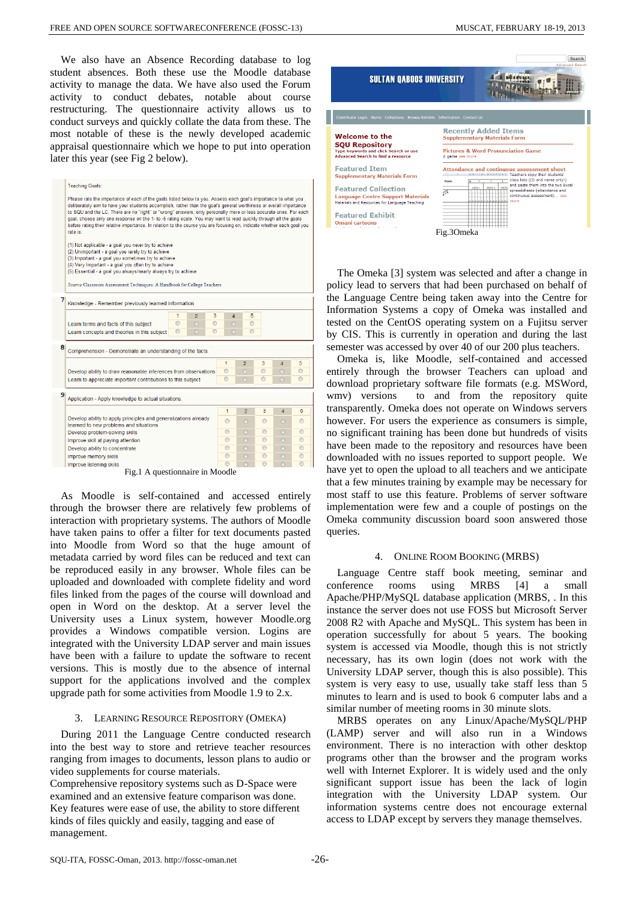We also have an Absence Recording database to log student absences. Both these the Moodle database activity to manage the data. We have also used the Forum activity to conduct debates, notable about course restructuring. The questionnaire activity allows us to conduct surveys and quickly collate the data from these. The most notable of these is the newly developed academic appraisal questionnaire which we hope to put into operation later this year (see Fig 2 below).

Fig.1 A questionnaire in Moodle

As Moodle is self-contained and accessed entirely through the browser there are relatively few problems of interaction with proprietary systems. The authors of Moodle have taken pains to offer a filter for text documents pasted into Moodle from Word so that the huge amount of metadata carried by word files can be reduced and text can be reproduced easily in any browser. Whole files can be uploaded and downloaded with complete fidelity and word files linked from the pages of the course will download and open in Word on the desktop. At a server level the University uses a Linux system, however Moodle.org provides a Windows compatible version. Logins are integrated with the University LDAP server and main issues have been with a failure to update the software to recent versions. This is mostly due to the absence of internal support for the applications involved and the complex upgrade path for some activities from Moodle 1.9 to 2.x.

## 3. Learning Resource Repository (Omeka)

During 2011 the Language Centre conducted research into the best way to store and retrieve teacher resources ranging from images to documents, lesson plans to audio or video supplements for course materials.

Comprehensive repository systems such as D-Space were examined and an extensive feature comparison was done. Key features were ease of use, the ability to store different kinds of files quickly and easily, tagging and ease of management.

Fig.3Omeka

The Omeka [3] system was selected and after a change in policy lead to servers that had been purchased on behalf of the Language Centre being taken away into the Centre for Information Systems a copy of Omeka was installed and tested on the CentOS operating system on a Fujitsu server by CIS. This is currently in operation and during the last semester was accessed by over 40 of our 200 plus teachers.

Omeka is, like Moodle, self-contained and accessed entirely through the browser Teachers can upload and download proprietary software file formats (e.g. MSWord, wmv) versions to and from the repository quite transparently. Omeka does not operate on Windows servers however. For users the experience as consumers is simple, no significant training has been done but hundreds of visits have been made to the repository and resources have been downloaded with no issues reported to support people. We have yet to open the upload to all teachers and we anticipate that a few minutes training by example may be necessary for most staff to use this feature. Problems of server software implementation were few and a couple of postings on the Omeka community discussion board soon answered those queries.

## 4. Online Room Booking (MRBS)

Language Centre staff book meeting, seminar and conference rooms using MRBS [4] a small Apache/PHP/MySQL database application (MRBS, . In this instance the server does not use FOSS but Microsoft Server 2008 R2 with Apache and MySQL. This system has been in operation successfully for about 5 years. The booking system is accessed via Moodle, though this is not strictly necessary, has its own login (does not work with the University LDAP server, though this is also possible). This system is very easy to use, usually take staff less than 5 minutes to learn and is used to book 6 computer labs and a similar number of meeting rooms in 30 minute slots.

MRBS operates on any Linux/Apache/MySQL/PHP (LAMP) server and will also run in a Windows environment. There is no interaction with other desktop programs other than the browser and the program works well with Internet Explorer. It is widely used and the only significant support issue has been the lack of login integration with the University LDAP system. Our information systems centre does not encourage external access to LDAP except by servers they manage themselves.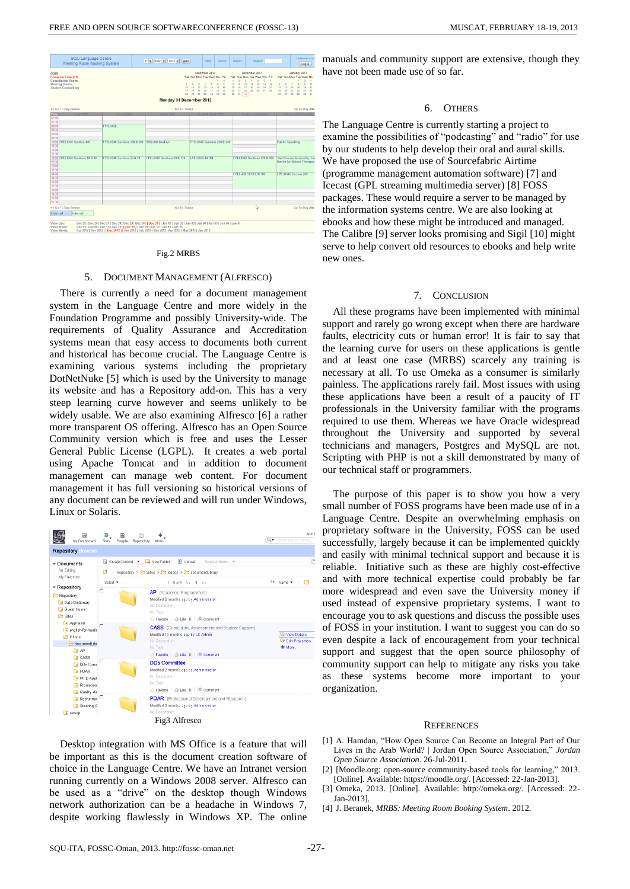Fig.2 MRBS

## 5. Document Management (Alfresco)

There is currently a need for a document management system in the Language Centre and more widely in the Foundation Programme and possibly University-wide. The requirements of Quality Assurance and Accreditation systems mean that easy access to documents both current and historical has become crucial. The Language Centre is examining various systems including the proprietary DotNetNuke [5] which is used by the University to manage its website and has a Repository add-on. This has a very steep learning curve however and seems unlikely to be widely usable. We are also examining Alfresco [6] a rather more transparent OS offering. Alfresco has an Open Source Community version which is free and uses the Lesser General Public License (LGPL). It creates a web portal using Apache Tomcat and in addition to document management can manage web content. For document management it has full versioning so historical versions of any document can be reviewed and will run under Windows, Linux or Solaris.

Fig3 Alfresco

Desktop integration with MS Office is a feature that will be important as this is the document creation software of choice in the Language Centre. We have an Intranet version running currently on a Windows 2008 server. Alfresco can be used as a "drive" on the desktop though Windows network authorization can be a headache in Windows 7, despite working flawlessly in Windows XP. The online manuals and community support are extensive, though they have not been made use of so far.

## 6. Others

The Language Centre is currently starting a project to examine the possibilities of "podcasting" and "radio" for use by our students to help develop their oral and aural skills. We have proposed the use of Sourcefabric Airtime (programme management automation software) [7] and Icecast (GPL streaming multimedia server) [8] FOSS packages. These would require a server to be managed by the information systems centre. We are also looking at ebooks and how these might be introduced and managed. The Calibre [9] server looks promising and Sigil [10] might serve to help convert old resources to ebooks and help write new ones.

## 7. Conclusion

All these programs have been implemented with minimal support and rarely go wrong except when there are hardware faults, electricity cuts or human error! It is fair to say that the learning curve for users on these applications is gentle and at least one case (MRBS) scarcely any training is necessary at all. To use Omeka as a consumer is similarly painless. The applications rarely fail. Most issues with using these applications have been a result of a paucity of IT professionals in the University familiar with the programs required to use them. Whereas we have Oracle widespread throughout the University and supported by several technicians and managers, Postgres and MySQL are not. Scripting with PHP is not a skill demonstrated by many of our technical staff or programmers.

The purpose of this paper is to show you how a very small number of FOSS programs have been made use of in a Language Centre. Despite an overwhelming emphasis on proprietary software in the University, FOSS can be used successfully, largely because it can be implemented quickly and easily with minimal technical support and because it is reliable. Initiative such as these are highly cost-effective and with more technical expertise could probably be far more widespread and even save the University money if used instead of expensive proprietary systems. I want to encourage you to ask questions and discuss the possible uses of FOSS in your institution. I want to suggest you can do so even despite a lack of encouragement from your technical support and suggest that the open source philosophy of community support can help to mitigate any risks you take as these systems become more important to your organization.

## References

[1] A. Hamdan, "How Open Source Can Become an Integral Part of Our Lives in the Arab World? | Jordan Open Source Association," *Jordan Open Source Association*. 26-Jul-2011.

[2] [Moodle.org: open-source community-based tools for learning," 2013. [Online]. Available: https://moodle.org/. [Accessed: 22-Jan-2013].

[3] Omeka, 2013. [Online]. Available: http://omeka.org/. [Accessed: 22-Jan-2013].

[4] J. Beranek, *MRBS: Meeting Room Booking System*. 2012.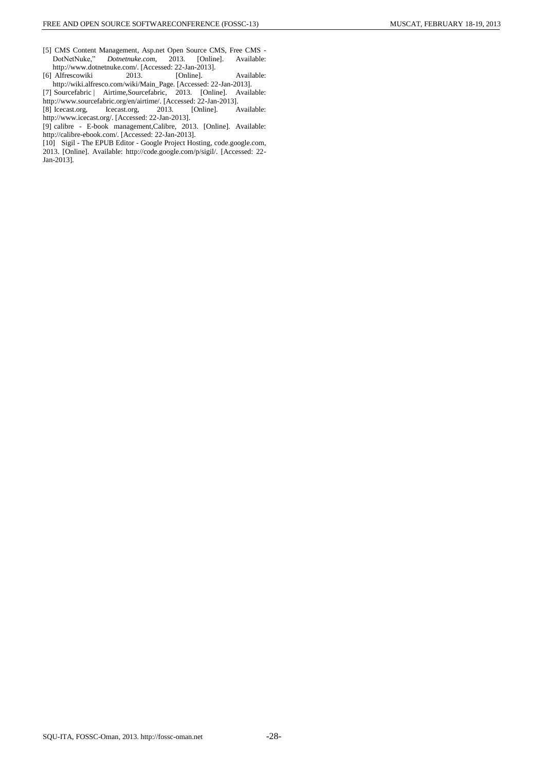[5] CMS Content Management, Asp.net Open Source CMS, Free CMS - DotNetNuke," *Dotnetnuke.com*, 2013. [Online]. Available: http://www.dotnetnuke.com/. [Accessed: 22-Jan-2013].

[6] Alfrescowiki 2013. [Online]. Available: http://wiki.alfresco.com/wiki/Main_Page. [Accessed: 22-Jan-2013].

[7] Sourcefabric | Airtime,Sourcefabric, 2013. [Online]. Available: http://www.sourcefabric.org/en/airtime/. [Accessed: 22-Jan-2013].

[8] Icecast.org, Icecast.org, 2013. [Online]. Available: http://www.icecast.org/. [Accessed: 22-Jan-2013].

[9] calibre - E-book management,Calibre, 2013. [Online]. Available: http://calibre-ebook.com/. [Accessed: 22-Jan-2013].

[10] Sigil - The EPUB Editor - Google Project Hosting, code.google.com, 2013. [Online]. Available: http://code.google.com/p/sigil/. [Accessed: 22-Jan-2013].